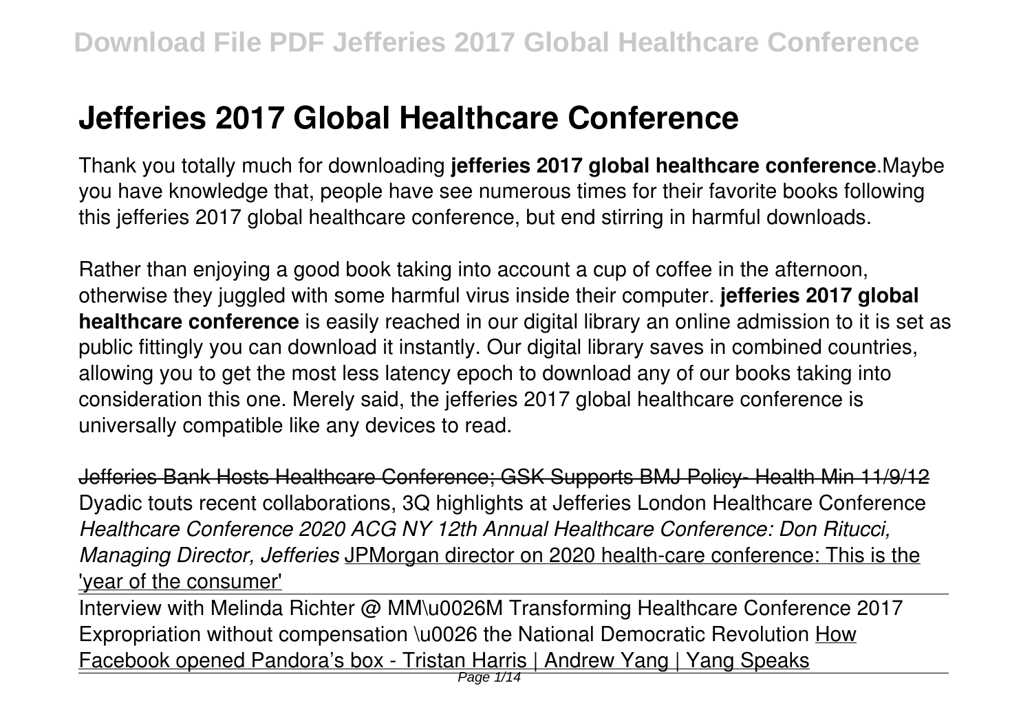# Jefferies 2017 Global Healthcare Conference

Thank you totally much for downloading **jefferies 2017 global healthcare conference**.Maybe you have knowledge that, people have see numerous times for their favorite books following this jefferies 2017 global healthcare conference, but end stirring in harmful downloads.

Rather than enjoying a good book taking into account a cup of coffee in the afternoon, otherwise they juggled with some harmful virus inside their computer. **jefferies 2017 global healthcare conference** is easily reached in our digital library an online admission to it is set as public fittingly you can download it instantly. Our digital library saves in combined countries, allowing you to get the most less latency epoch to download any of our books taking into consideration this one. Merely said, the jefferies 2017 global healthcare conference is universally compatible like any devices to read.

~~Jefferies Bank Hosts Healthcare Conference; GSK Supports BMJ Policy- Health Min 11/9/12~~ Dyadic touts recent collaborations, 3Q highlights at Jefferies London Healthcare Conference *Healthcare Conference 2020 ACG NY 12th Annual Healthcare Conference: Don Ritucci, Managing Director, Jefferies* JPMorgan director on 2020 health-care conference: This is the 'year of the consumer'

Interview with Melinda Richter @ MM\u0026M Transforming Healthcare Conference 2017 Expropriation without compensation \u0026 the National Democratic Revolution How Facebook opened Pandora's box - Tristan Harris | Andrew Yang | Yang Speaks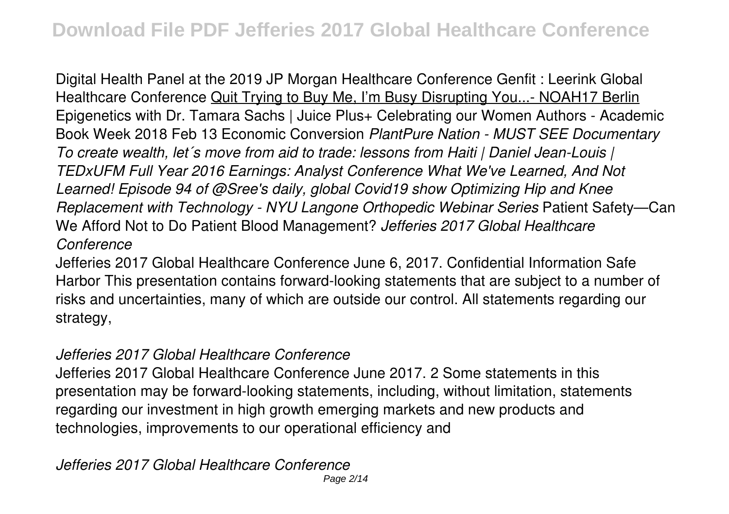Digital Health Panel at the 2019 JP Morgan Healthcare Conference Genfit : Leerink Global Healthcare Conference Quit Trying to Buy Me, I'm Busy Disrupting You...- NOAH17 Berlin Epigenetics with Dr. Tamara Sachs | Juice Plus+ Celebrating our Women Authors - Academic Book Week 2018 Feb 13 Economic Conversion *PlantPure Nation - MUST SEE Documentary To create wealth, let´s move from aid to trade: lessons from Haiti | Daniel Jean-Louis | TEDxUFM Full Year 2016 Earnings: Analyst Conference What We've Learned, And Not Learned! Episode 94 of @Sree's daily, global Covid19 show Optimizing Hip and Knee Replacement with Technology - NYU Langone Orthopedic Webinar Series* Patient Safety—Can We Afford Not to Do Patient Blood Management? *Jefferies 2017 Global Healthcare Conference*

Jefferies 2017 Global Healthcare Conference June 6, 2017. Confidential Information Safe Harbor This presentation contains forward-looking statements that are subject to a number of risks and uncertainties, many of which are outside our control. All statements regarding our strategy,

*Jefferies 2017 Global Healthcare Conference*

Jefferies 2017 Global Healthcare Conference June 2017. 2 Some statements in this presentation may be forward-looking statements, including, without limitation, statements regarding our investment in high growth emerging markets and new products and technologies, improvements to our operational efficiency and

*Jefferies 2017 Global Healthcare Conference*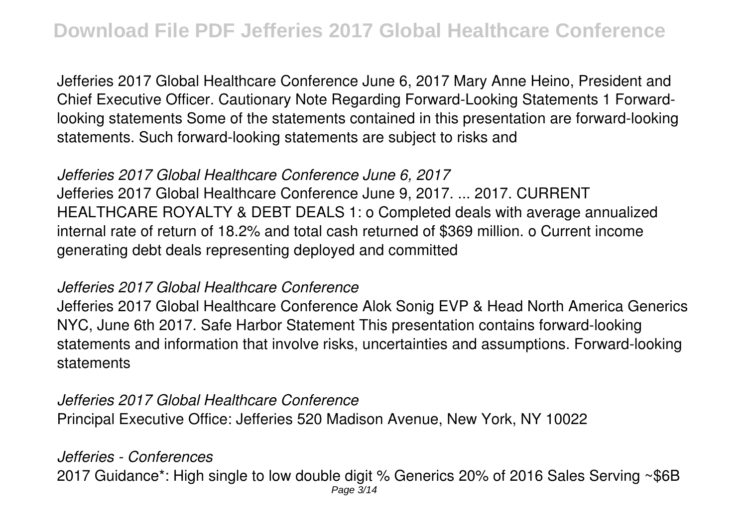Jefferies 2017 Global Healthcare Conference June 6, 2017 Mary Anne Heino, President and Chief Executive Officer. Cautionary Note Regarding Forward-Looking Statements 1 Forward-looking statements Some of the statements contained in this presentation are forward-looking statements. Such forward-looking statements are subject to risks and

*Jefferies 2017 Global Healthcare Conference June 6, 2017*

Jefferies 2017 Global Healthcare Conference June 9, 2017. ... 2017. CURRENT HEALTHCARE ROYALTY & DEBT DEALS 1: o Completed deals with average annualized internal rate of return of 18.2% and total cash returned of $369 million. o Current income generating debt deals representing deployed and committed

*Jefferies 2017 Global Healthcare Conference*

Jefferies 2017 Global Healthcare Conference Alok Sonig EVP & Head North America Generics NYC, June 6th 2017. Safe Harbor Statement This presentation contains forward-looking statements and information that involve risks, uncertainties and assumptions. Forward-looking statements

*Jefferies 2017 Global Healthcare Conference*

Principal Executive Office: Jefferies 520 Madison Avenue, New York, NY 10022

*Jefferies - Conferences*

2017 Guidance*: High single to low double digit % Generics 20% of 2016 Sales Serving ~$6B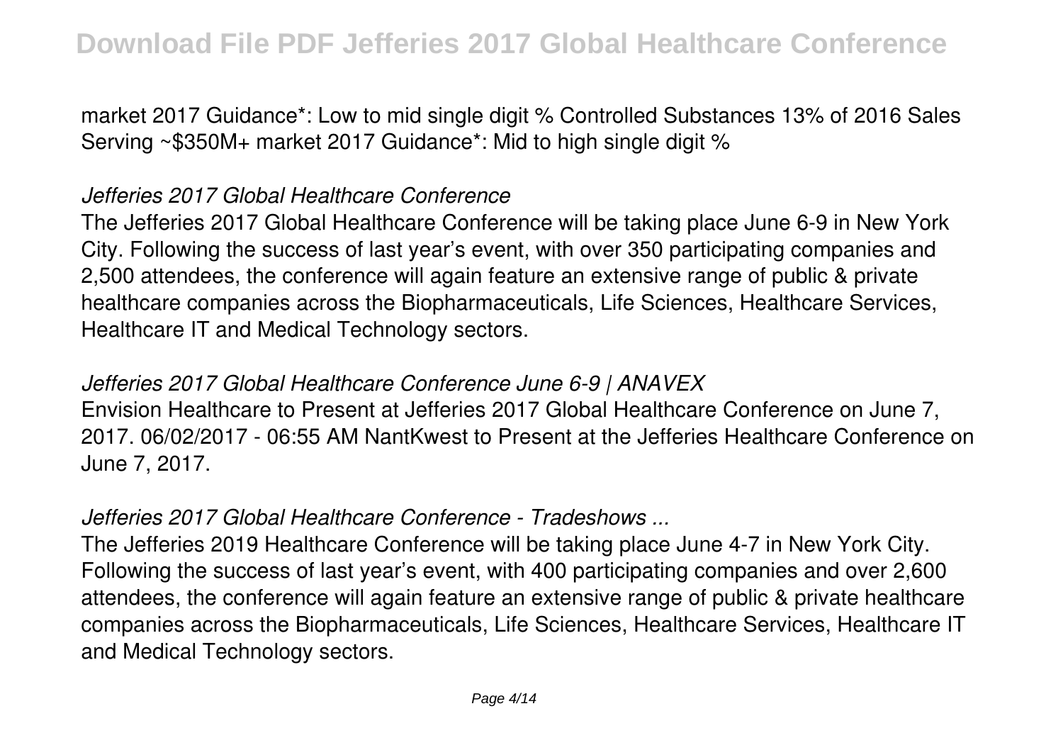market 2017 Guidance*: Low to mid single digit % Controlled Substances 13% of 2016 Sales Serving ~$350M+ market 2017 Guidance*: Mid to high single digit %

### *Jefferies 2017 Global Healthcare Conference*

The Jefferies 2017 Global Healthcare Conference will be taking place June 6-9 in New York City. Following the success of last year's event, with over 350 participating companies and 2,500 attendees, the conference will again feature an extensive range of public & private healthcare companies across the Biopharmaceuticals, Life Sciences, Healthcare Services, Healthcare IT and Medical Technology sectors.

### *Jefferies 2017 Global Healthcare Conference June 6-9 | ANAVEX*

Envision Healthcare to Present at Jefferies 2017 Global Healthcare Conference on June 7, 2017. 06/02/2017 - 06:55 AM NantKwest to Present at the Jefferies Healthcare Conference on June 7, 2017.

### *Jefferies 2017 Global Healthcare Conference - Tradeshows ...*

The Jefferies 2019 Healthcare Conference will be taking place June 4-7 in New York City. Following the success of last year's event, with 400 participating companies and over 2,600 attendees, the conference will again feature an extensive range of public & private healthcare companies across the Biopharmaceuticals, Life Sciences, Healthcare Services, Healthcare IT and Medical Technology sectors.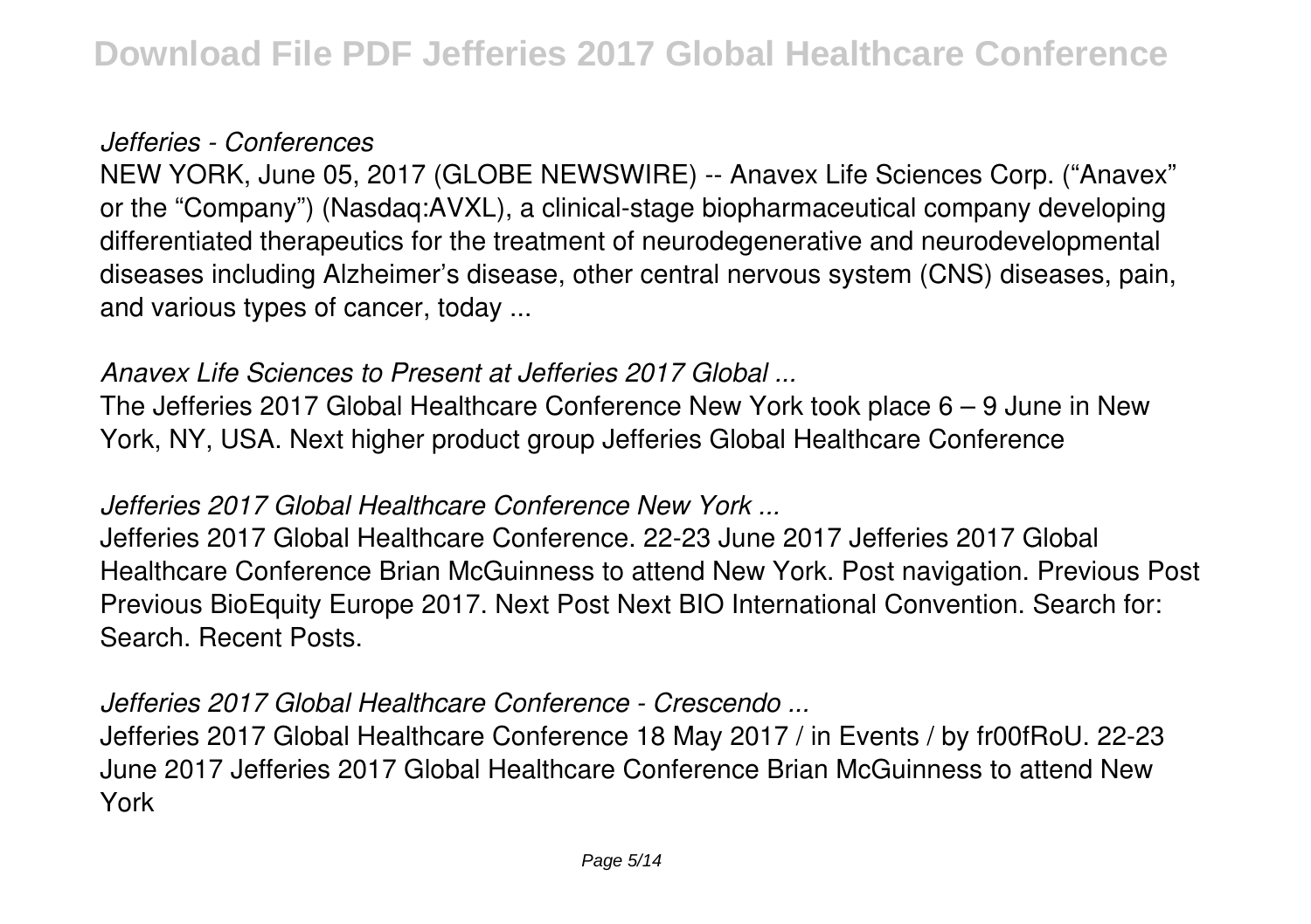*Jefferies - Conferences*

NEW YORK, June 05, 2017 (GLOBE NEWSWIRE) -- Anavex Life Sciences Corp. ("Anavex" or the "Company") (Nasdaq:AVXL), a clinical-stage biopharmaceutical company developing differentiated therapeutics for the treatment of neurodegenerative and neurodevelopmental diseases including Alzheimer's disease, other central nervous system (CNS) diseases, pain, and various types of cancer, today ...

*Anavex Life Sciences to Present at Jefferies 2017 Global ...*

The Jefferies 2017 Global Healthcare Conference New York took place 6 – 9 June in New York, NY, USA. Next higher product group Jefferies Global Healthcare Conference

*Jefferies 2017 Global Healthcare Conference New York ...*

Jefferies 2017 Global Healthcare Conference. 22-23 June 2017 Jefferies 2017 Global Healthcare Conference Brian McGuinness to attend New York. Post navigation. Previous Post Previous BioEquity Europe 2017. Next Post Next BIO International Convention. Search for: Search. Recent Posts.

*Jefferies 2017 Global Healthcare Conference - Crescendo ...*

Jefferies 2017 Global Healthcare Conference 18 May 2017 / in Events / by fr00fRoU. 22-23 June 2017 Jefferies 2017 Global Healthcare Conference Brian McGuinness to attend New York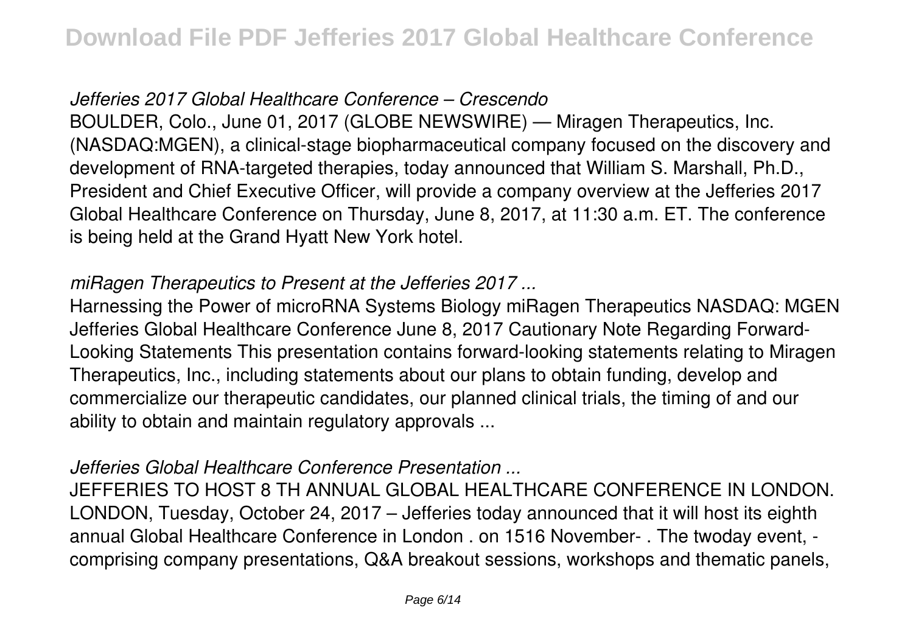### *Jefferies 2017 Global Healthcare Conference – Crescendo*

BOULDER, Colo., June 01, 2017 (GLOBE NEWSWIRE) — Miragen Therapeutics, Inc. (NASDAQ:MGEN), a clinical-stage biopharmaceutical company focused on the discovery and development of RNA-targeted therapies, today announced that William S. Marshall, Ph.D., President and Chief Executive Officer, will provide a company overview at the Jefferies 2017 Global Healthcare Conference on Thursday, June 8, 2017, at 11:30 a.m. ET. The conference is being held at the Grand Hyatt New York hotel.

### *miRagen Therapeutics to Present at the Jefferies 2017 ...*

Harnessing the Power of microRNA Systems Biology miRagen Therapeutics NASDAQ: MGEN Jefferies Global Healthcare Conference June 8, 2017 Cautionary Note Regarding Forward-Looking Statements This presentation contains forward-looking statements relating to Miragen Therapeutics, Inc., including statements about our plans to obtain funding, develop and commercialize our therapeutic candidates, our planned clinical trials, the timing of and our ability to obtain and maintain regulatory approvals ...

### *Jefferies Global Healthcare Conference Presentation ...*

JEFFERIES TO HOST 8 TH ANNUAL GLOBAL HEALTHCARE CONFERENCE IN LONDON. LONDON, Tuesday, October 24, 2017 – Jefferies today announced that it will host its eighth annual Global Healthcare Conference in London . on 1516 November- . The twoday event, - comprising company presentations, Q&A breakout sessions, workshops and thematic panels,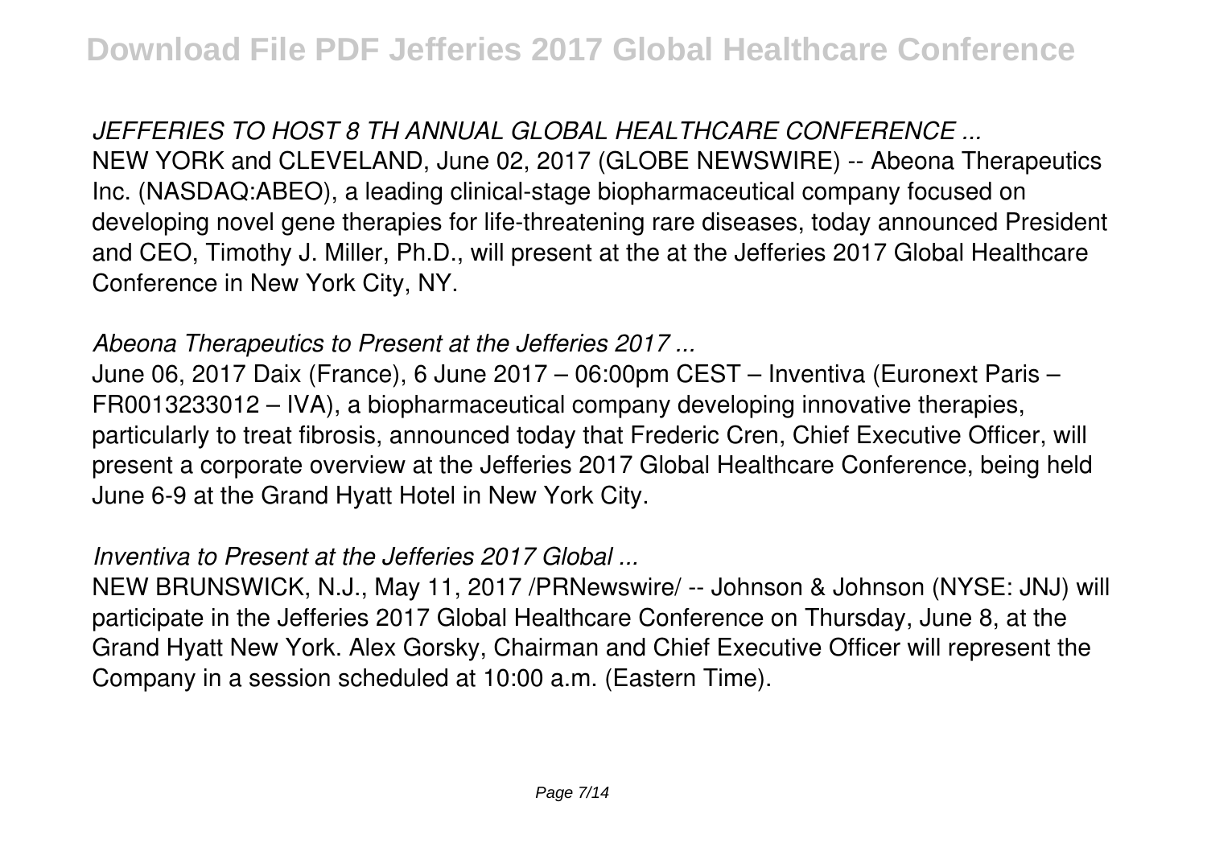*JEFFERIES TO HOST 8 TH ANNUAL GLOBAL HEALTHCARE CONFERENCE ...*

NEW YORK and CLEVELAND, June 02, 2017 (GLOBE NEWSWIRE) -- Abeona Therapeutics Inc. (NASDAQ:ABEO), a leading clinical-stage biopharmaceutical company focused on developing novel gene therapies for life-threatening rare diseases, today announced President and CEO, Timothy J. Miller, Ph.D., will present at the at the Jefferies 2017 Global Healthcare Conference in New York City, NY.

*Abeona Therapeutics to Present at the Jefferies 2017 ...*

June 06, 2017 Daix (France), 6 June 2017 – 06:00pm CEST – Inventiva (Euronext Paris – FR0013233012 – IVA), a biopharmaceutical company developing innovative therapies, particularly to treat fibrosis, announced today that Frederic Cren, Chief Executive Officer, will present a corporate overview at the Jefferies 2017 Global Healthcare Conference, being held June 6-9 at the Grand Hyatt Hotel in New York City.

*Inventiva to Present at the Jefferies 2017 Global ...*

NEW BRUNSWICK, N.J., May 11, 2017 /PRNewswire/ -- Johnson & Johnson (NYSE: JNJ) will participate in the Jefferies 2017 Global Healthcare Conference on Thursday, June 8, at the Grand Hyatt New York. Alex Gorsky, Chairman and Chief Executive Officer will represent the Company in a session scheduled at 10:00 a.m. (Eastern Time).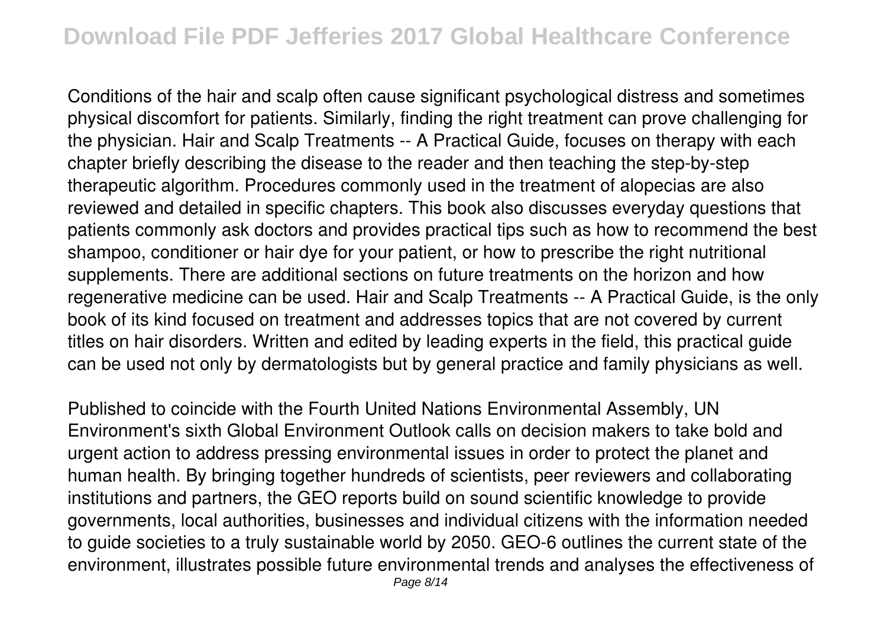Conditions of the hair and scalp often cause significant psychological distress and sometimes physical discomfort for patients. Similarly, finding the right treatment can prove challenging for the physician. Hair and Scalp Treatments -- A Practical Guide, focuses on therapy with each chapter briefly describing the disease to the reader and then teaching the step-by-step therapeutic algorithm. Procedures commonly used in the treatment of alopecias are also reviewed and detailed in specific chapters. This book also discusses everyday questions that patients commonly ask doctors and provides practical tips such as how to recommend the best shampoo, conditioner or hair dye for your patient, or how to prescribe the right nutritional supplements. There are additional sections on future treatments on the horizon and how regenerative medicine can be used. Hair and Scalp Treatments -- A Practical Guide, is the only book of its kind focused on treatment and addresses topics that are not covered by current titles on hair disorders. Written and edited by leading experts in the field, this practical guide can be used not only by dermatologists but by general practice and family physicians as well.

Published to coincide with the Fourth United Nations Environmental Assembly, UN Environment's sixth Global Environment Outlook calls on decision makers to take bold and urgent action to address pressing environmental issues in order to protect the planet and human health. By bringing together hundreds of scientists, peer reviewers and collaborating institutions and partners, the GEO reports build on sound scientific knowledge to provide governments, local authorities, businesses and individual citizens with the information needed to guide societies to a truly sustainable world by 2050. GEO-6 outlines the current state of the environment, illustrates possible future environmental trends and analyses the effectiveness of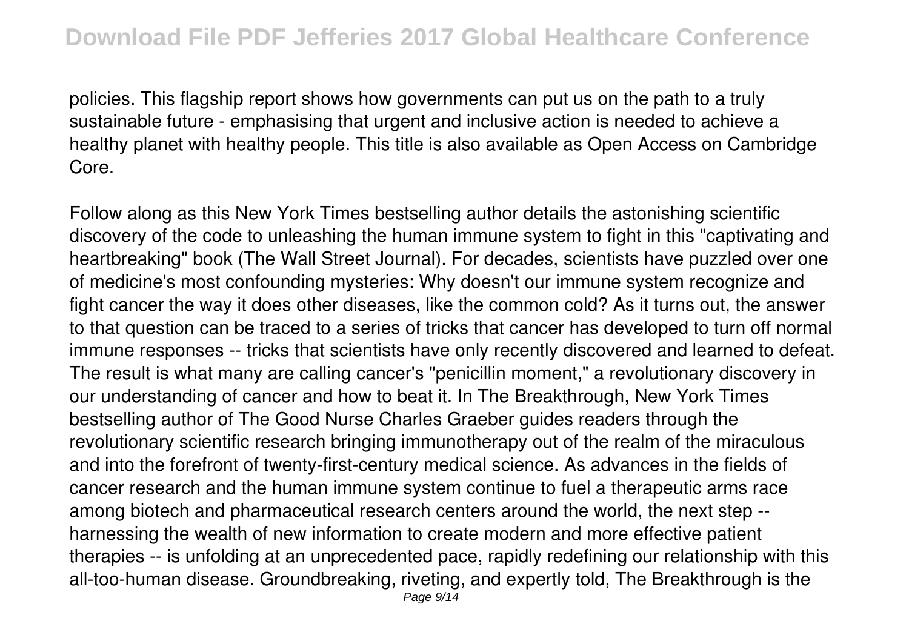policies. This flagship report shows how governments can put us on the path to a truly sustainable future - emphasising that urgent and inclusive action is needed to achieve a healthy planet with healthy people. This title is also available as Open Access on Cambridge Core.

Follow along as this New York Times bestselling author details the astonishing scientific discovery of the code to unleashing the human immune system to fight in this "captivating and heartbreaking" book (The Wall Street Journal). For decades, scientists have puzzled over one of medicine's most confounding mysteries: Why doesn't our immune system recognize and fight cancer the way it does other diseases, like the common cold? As it turns out, the answer to that question can be traced to a series of tricks that cancer has developed to turn off normal immune responses -- tricks that scientists have only recently discovered and learned to defeat. The result is what many are calling cancer's "penicillin moment," a revolutionary discovery in our understanding of cancer and how to beat it. In The Breakthrough, New York Times bestselling author of The Good Nurse Charles Graeber guides readers through the revolutionary scientific research bringing immunotherapy out of the realm of the miraculous and into the forefront of twenty-first-century medical science. As advances in the fields of cancer research and the human immune system continue to fuel a therapeutic arms race among biotech and pharmaceutical research centers around the world, the next step -- harnessing the wealth of new information to create modern and more effective patient therapies -- is unfolding at an unprecedented pace, rapidly redefining our relationship with this all-too-human disease. Groundbreaking, riveting, and expertly told, The Breakthrough is the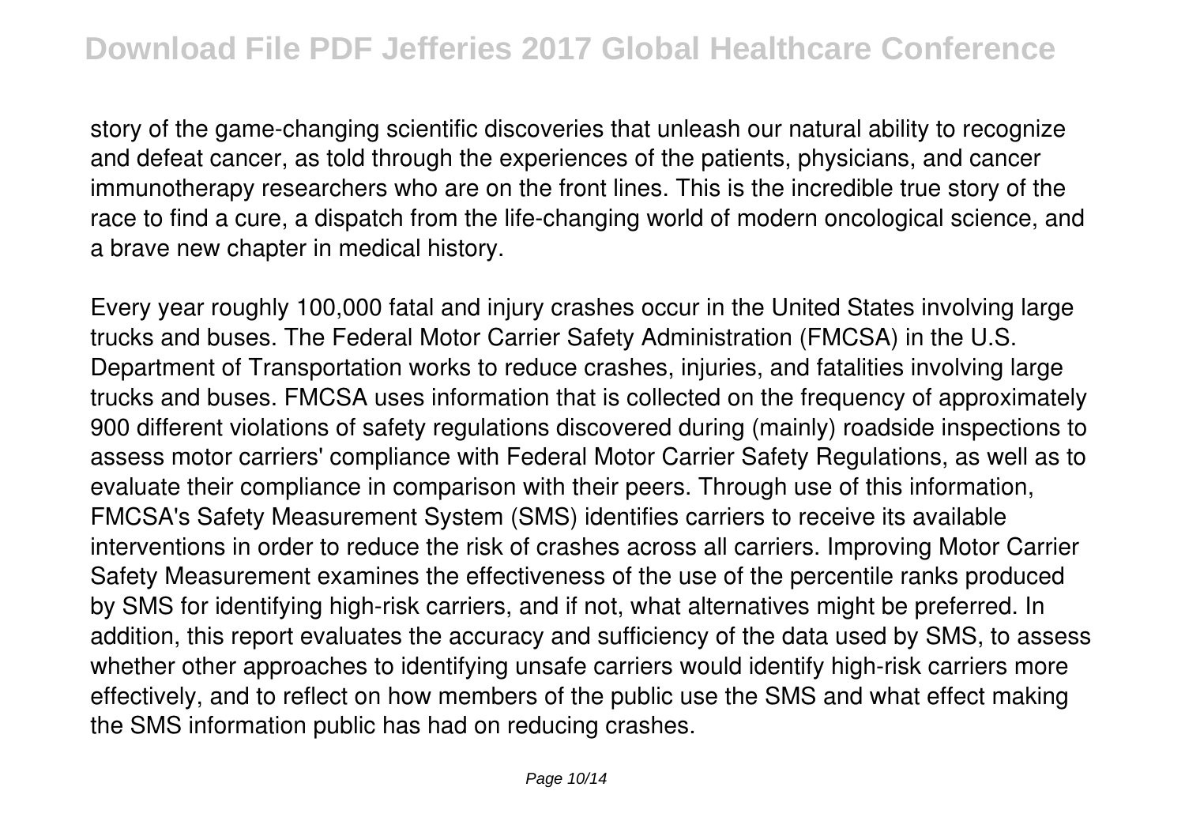story of the game-changing scientific discoveries that unleash our natural ability to recognize and defeat cancer, as told through the experiences of the patients, physicians, and cancer immunotherapy researchers who are on the front lines. This is the incredible true story of the race to find a cure, a dispatch from the life-changing world of modern oncological science, and a brave new chapter in medical history.

Every year roughly 100,000 fatal and injury crashes occur in the United States involving large trucks and buses. The Federal Motor Carrier Safety Administration (FMCSA) in the U.S. Department of Transportation works to reduce crashes, injuries, and fatalities involving large trucks and buses. FMCSA uses information that is collected on the frequency of approximately 900 different violations of safety regulations discovered during (mainly) roadside inspections to assess motor carriers' compliance with Federal Motor Carrier Safety Regulations, as well as to evaluate their compliance in comparison with their peers. Through use of this information, FMCSA's Safety Measurement System (SMS) identifies carriers to receive its available interventions in order to reduce the risk of crashes across all carriers. Improving Motor Carrier Safety Measurement examines the effectiveness of the use of the percentile ranks produced by SMS for identifying high-risk carriers, and if not, what alternatives might be preferred. In addition, this report evaluates the accuracy and sufficiency of the data used by SMS, to assess whether other approaches to identifying unsafe carriers would identify high-risk carriers more effectively, and to reflect on how members of the public use the SMS and what effect making the SMS information public has had on reducing crashes.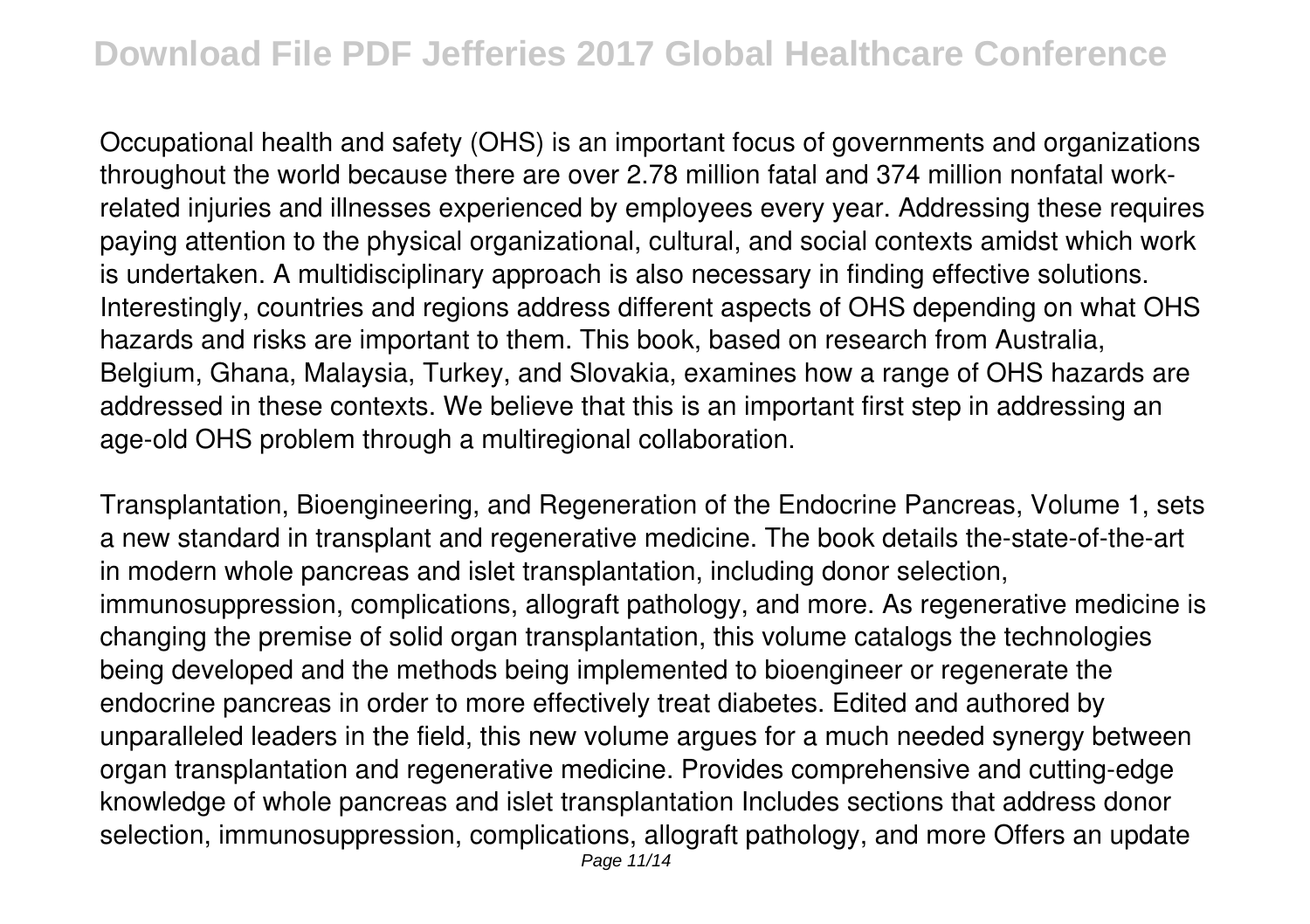Occupational health and safety (OHS) is an important focus of governments and organizations throughout the world because there are over 2.78 million fatal and 374 million nonfatal work-related injuries and illnesses experienced by employees every year. Addressing these requires paying attention to the physical organizational, cultural, and social contexts amidst which work is undertaken. A multidisciplinary approach is also necessary in finding effective solutions. Interestingly, countries and regions address different aspects of OHS depending on what OHS hazards and risks are important to them. This book, based on research from Australia, Belgium, Ghana, Malaysia, Turkey, and Slovakia, examines how a range of OHS hazards are addressed in these contexts. We believe that this is an important first step in addressing an age-old OHS problem through a multiregional collaboration.

Transplantation, Bioengineering, and Regeneration of the Endocrine Pancreas, Volume 1, sets a new standard in transplant and regenerative medicine. The book details the-state-of-the-art in modern whole pancreas and islet transplantation, including donor selection, immunosuppression, complications, allograft pathology, and more. As regenerative medicine is changing the premise of solid organ transplantation, this volume catalogs the technologies being developed and the methods being implemented to bioengineer or regenerate the endocrine pancreas in order to more effectively treat diabetes. Edited and authored by unparalleled leaders in the field, this new volume argues for a much needed synergy between organ transplantation and regenerative medicine. Provides comprehensive and cutting-edge knowledge of whole pancreas and islet transplantation Includes sections that address donor selection, immunosuppression, complications, allograft pathology, and more Offers an update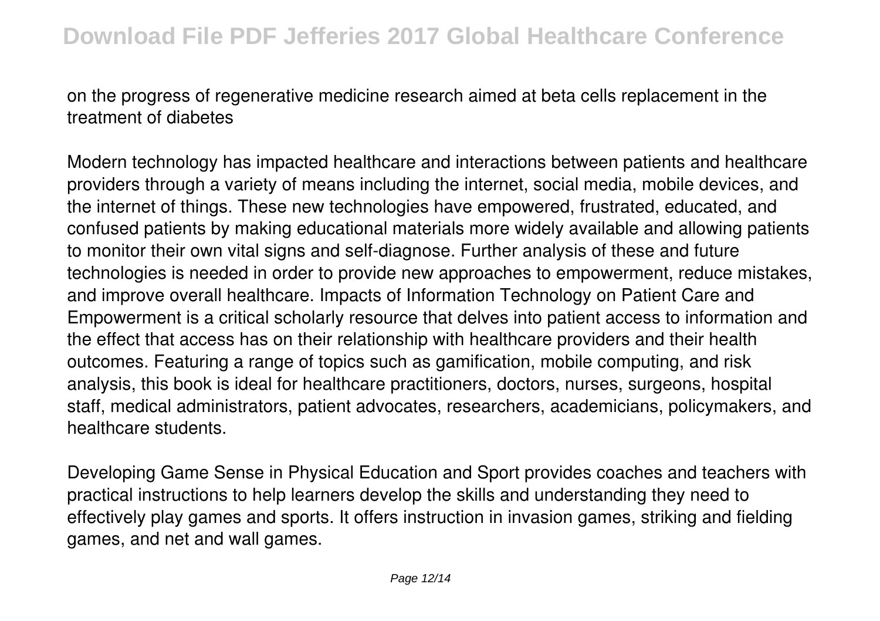on the progress of regenerative medicine research aimed at beta cells replacement in the treatment of diabetes

Modern technology has impacted healthcare and interactions between patients and healthcare providers through a variety of means including the internet, social media, mobile devices, and the internet of things. These new technologies have empowered, frustrated, educated, and confused patients by making educational materials more widely available and allowing patients to monitor their own vital signs and self-diagnose. Further analysis of these and future technologies is needed in order to provide new approaches to empowerment, reduce mistakes, and improve overall healthcare. Impacts of Information Technology on Patient Care and Empowerment is a critical scholarly resource that delves into patient access to information and the effect that access has on their relationship with healthcare providers and their health outcomes. Featuring a range of topics such as gamification, mobile computing, and risk analysis, this book is ideal for healthcare practitioners, doctors, nurses, surgeons, hospital staff, medical administrators, patient advocates, researchers, academicians, policymakers, and healthcare students.

Developing Game Sense in Physical Education and Sport provides coaches and teachers with practical instructions to help learners develop the skills and understanding they need to effectively play games and sports. It offers instruction in invasion games, striking and fielding games, and net and wall games.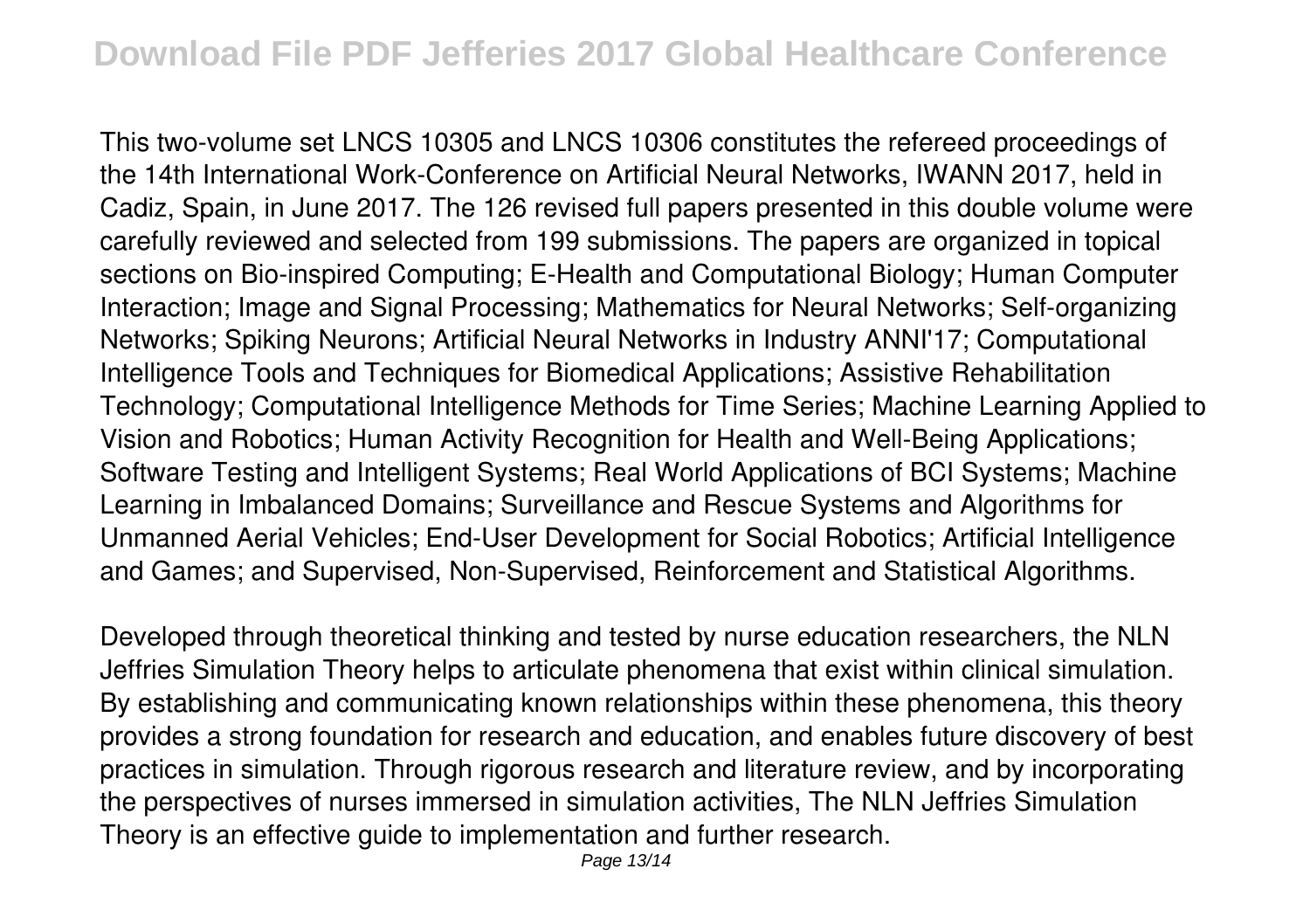This two-volume set LNCS 10305 and LNCS 10306 constitutes the refereed proceedings of the 14th International Work-Conference on Artificial Neural Networks, IWANN 2017, held in Cadiz, Spain, in June 2017. The 126 revised full papers presented in this double volume were carefully reviewed and selected from 199 submissions. The papers are organized in topical sections on Bio-inspired Computing; E-Health and Computational Biology; Human Computer Interaction; Image and Signal Processing; Mathematics for Neural Networks; Self-organizing Networks; Spiking Neurons; Artificial Neural Networks in Industry ANNI'17; Computational Intelligence Tools and Techniques for Biomedical Applications; Assistive Rehabilitation Technology; Computational Intelligence Methods for Time Series; Machine Learning Applied to Vision and Robotics; Human Activity Recognition for Health and Well-Being Applications; Software Testing and Intelligent Systems; Real World Applications of BCI Systems; Machine Learning in Imbalanced Domains; Surveillance and Rescue Systems and Algorithms for Unmanned Aerial Vehicles; End-User Development for Social Robotics; Artificial Intelligence and Games; and Supervised, Non-Supervised, Reinforcement and Statistical Algorithms.

Developed through theoretical thinking and tested by nurse education researchers, the NLN Jeffries Simulation Theory helps to articulate phenomena that exist within clinical simulation. By establishing and communicating known relationships within these phenomena, this theory provides a strong foundation for research and education, and enables future discovery of best practices in simulation. Through rigorous research and literature review, and by incorporating the perspectives of nurses immersed in simulation activities, The NLN Jeffries Simulation Theory is an effective guide to implementation and further research.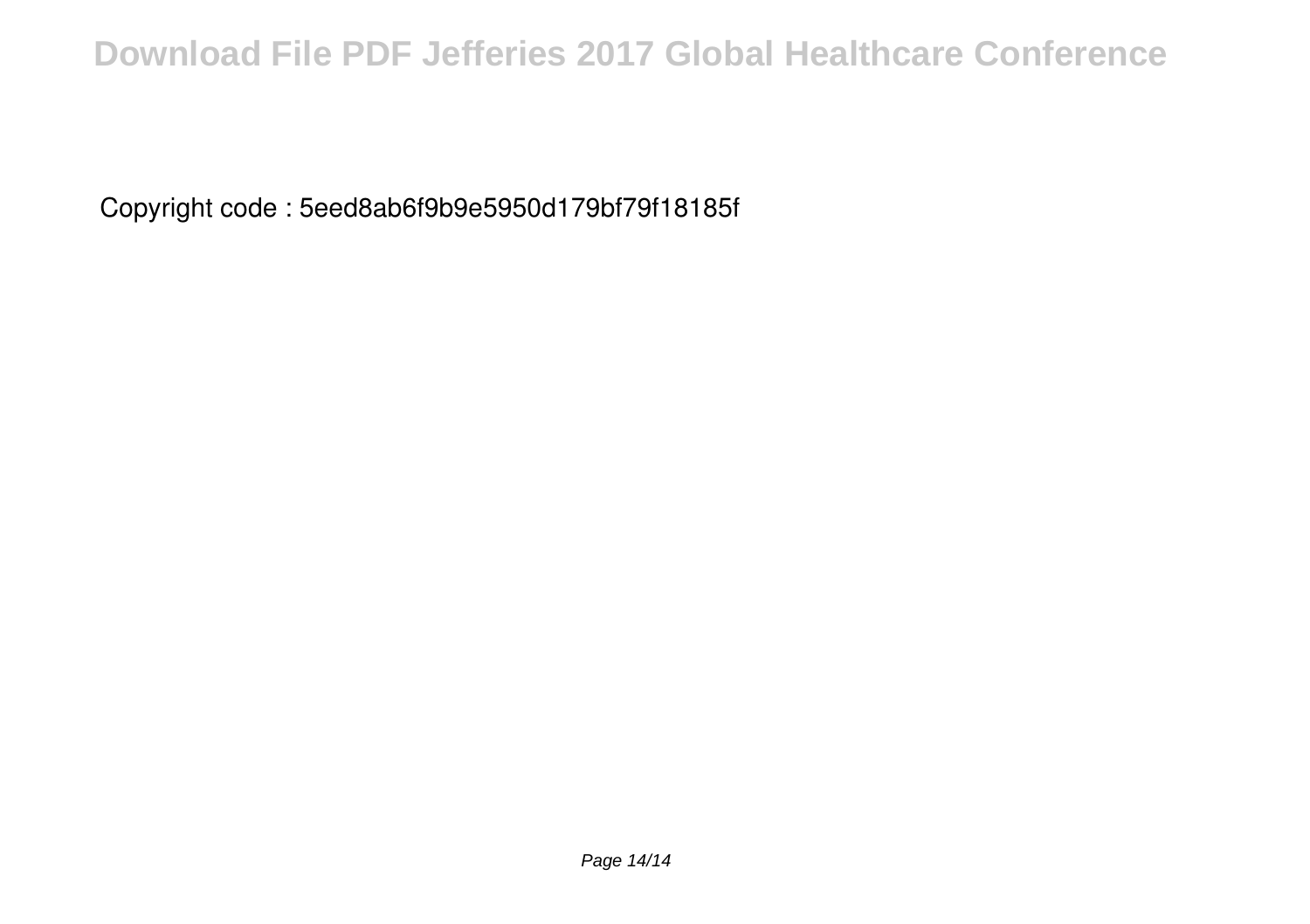Copyright code : 5eed8ab6f9b9e5950d179bf79f18185f